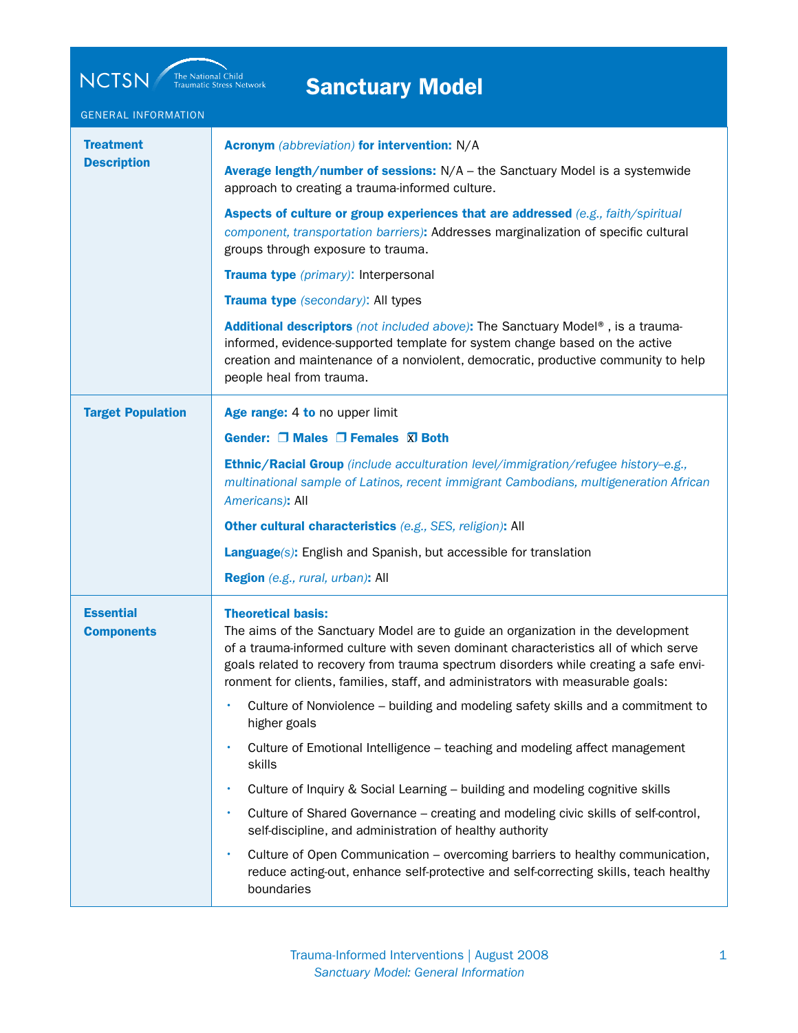NCTSN The National Child Traumatic Stress Network

# Sanctuary Model

GENERAL INFORMATION

## Treatment Description

**Acronym** *(abbreviation)* **for intervention:** N/A

**Average length/number of sessions:** N/A – the Sanctuary Model is a systemwide approach to creating a trauma-informed culture.

**Aspects of culture or group experiences that are addressed** *(e.g., faith/spiritual component, transportation barriers)*: Addresses marginalization of specific cultural groups through exposure to trauma.

**Trauma type** *(primary)*: Interpersonal

**Trauma type** *(secondary)*: All types

**Additional descriptors** *(not included above)*: The Sanctuary Model® , is a trauma-informed, evidence-supported template for system change based on the active creation and maintenance of a nonviolent, democratic, productive community to help people heal from trauma.

## Target Population

**Age range:** 4 **to** no upper limit

**Gender:** ❐ Males ❐ Females ☒ Both

**Ethnic/Racial Group** *(include acculturation level/immigration/refugee history–e.g., multinational sample of Latinos, recent immigrant Cambodians, multigeneration African Americans)*: All

**Other cultural characteristics** *(e.g., SES, religion)*: All

**Language**(s): English and Spanish, but accessible for translation

**Region** *(e.g., rural, urban)*: All

## Essential Components

**Theoretical basis:**
The aims of the Sanctuary Model are to guide an organization in the development of a trauma-informed culture with seven dominant characteristics all of which serve goals related to recovery from trauma spectrum disorders while creating a safe environment for clients, families, staff, and administrators with measurable goals:

- Culture of Nonviolence – building and modeling safety skills and a commitment to higher goals
- Culture of Emotional Intelligence – teaching and modeling affect management skills
- Culture of Inquiry & Social Learning – building and modeling cognitive skills
- Culture of Shared Governance – creating and modeling civic skills of self-control, self-discipline, and administration of healthy authority
- Culture of Open Communication – overcoming barriers to healthy communication, reduce acting-out, enhance self-protective and self-correcting skills, teach healthy boundaries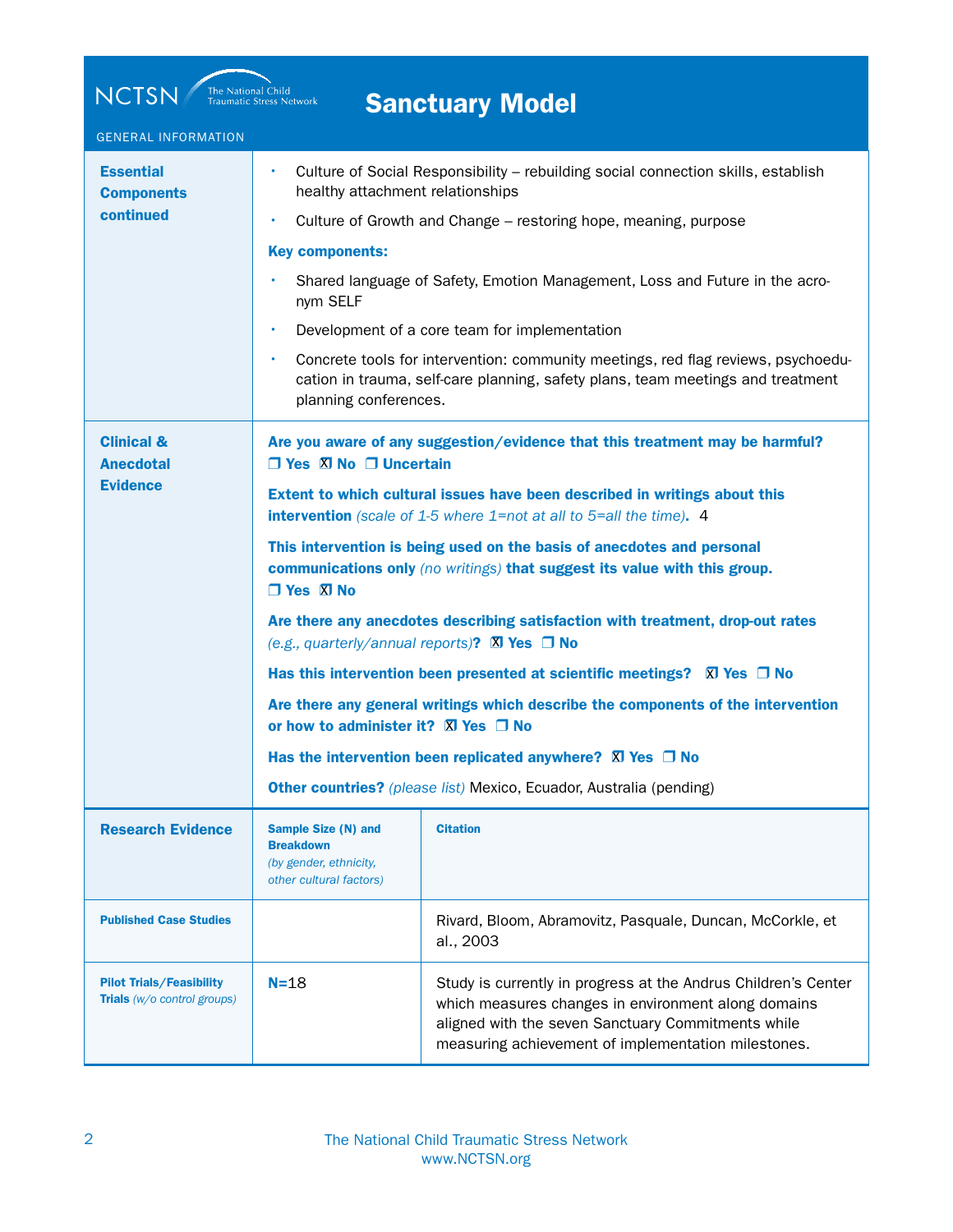# Sanctuary Model

GENERAL INFORMATION

| | |
|---|---|
| **Essential Components continued** | • Culture of Social Responsibility – rebuilding social connection skills, establish healthy attachment relationships<br>• Culture of Growth and Change – restoring hope, meaning, purpose<br>**Key components:**<br>• Shared language of Safety, Emotion Management, Loss and Future in the acronym SELF<br>• Development of a core team for implementation<br>• Concrete tools for intervention: community meetings, red flag reviews, psychoeducation in trauma, self-care planning, safety plans, team meetings and treatment planning conferences. |
| **Clinical & Anecdotal Evidence** | **Are you aware of any suggestion/evidence that this treatment may be harmful?** ☐ Yes ☒ No ☐ Uncertain<br>**Extent to which cultural issues have been described in writings about this intervention** *(scale of 1-5 where 1=not at all to 5=all the time)*. 4<br>**This intervention is being used on the basis of anecdotes and personal communications only** *(no writings)* **that suggest its value with this group.** ☐ Yes ☒ No<br>**Are there any anecdotes describing satisfaction with treatment, drop-out rates** *(e.g., quarterly/annual reports)*? ☒ Yes ☐ No<br>**Has this intervention been presented at scientific meetings?** ☒ Yes ☐ No<br>**Are there any general writings which describe the components of the intervention or how to administer it?** ☒ Yes ☐ No<br>**Has the intervention been replicated anywhere?** ☒ Yes ☐ No<br>**Other countries?** *(please list)* Mexico, Ecuador, Australia (pending) |

| **Research Evidence** | **Sample Size (N) and Breakdown** *(by gender, ethnicity, other cultural factors)* | **Citation** |
|---|---|---|
| **Published Case Studies** | | Rivard, Bloom, Abramovitz, Pasquale, Duncan, McCorkle, et al., 2003 |
| **Pilot Trials/Feasibility Trials** *(w/o control groups)* | N=18 | Study is currently in progress at the Andrus Children's Center which measures changes in environment along domains aligned with the seven Sanctuary Commitments while measuring achievement of implementation milestones. |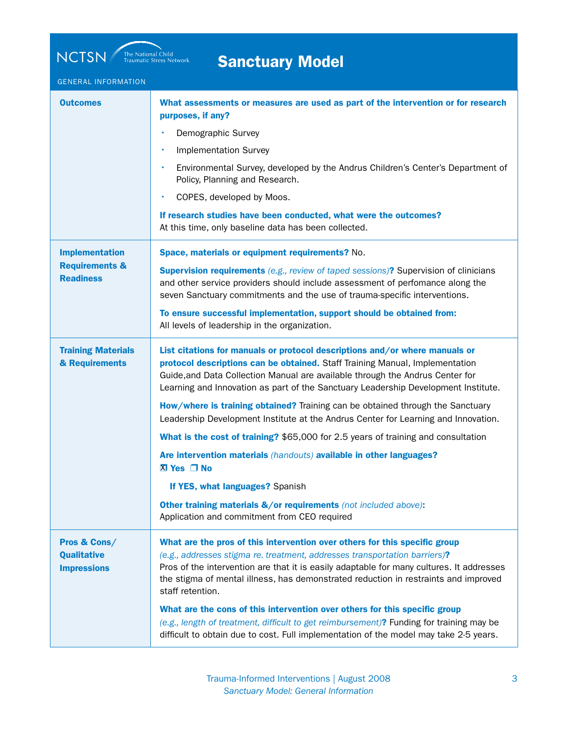# Sanctuary Model

GENERAL INFORMATION

| | |
|---|---|
| **Outcomes** | **What assessments or measures are used as part of the intervention or for research purposes, if any?**<br>• Demographic Survey<br>• Implementation Survey<br>• Environmental Survey, developed by the Andrus Children's Center's Department of Policy, Planning and Research.<br>• COPES, developed by Moos.<br><br>**If research studies have been conducted, what were the outcomes?**<br>At this time, only baseline data has been collected. |
| **Implementation Requirements & Readiness** | **Space, materials or equipment requirements?** No.<br><br>**Supervision requirements** *(e.g., review of taped sessions)***?** Supervision of clinicians and other service providers should include assessment of perfomance along the seven Sanctuary commitments and the use of trauma-specific interventions.<br><br>**To ensure successful implementation, support should be obtained from:**<br>All levels of leadership in the organization. |
| **Training Materials & Requirements** | **List citations for manuals or protocol descriptions and/or where manuals or protocol descriptions can be obtained.** Staff Training Manual, Implementation Guide,and Data Collection Manual are available through the Andrus Center for Learning and Innovation as part of the Sanctuary Leadership Development Institute.<br><br>**How/where is training obtained?** Training can be obtained through the Sanctuary Leadership Development Institute at the Andrus Center for Learning and Innovation.<br><br>**What is the cost of training?** $65,000 for 2.5 years of training and consultation<br><br>**Are intervention materials** *(handouts)* **available in other languages?**<br>☒ **Yes** ☐ **No**<br><br>**If YES, what languages?** Spanish<br><br>**Other training materials &/or requirements** *(not included above)***:**<br>Application and commitment from CEO required |
| **Pros & Cons/ Qualitative Impressions** | **What are the pros of this intervention over others for this specific group** *(e.g., addresses stigma re. treatment, addresses transportation barriers)***?**<br>Pros of the intervention are that it is easily adaptable for many cultures. It addresses the stigma of mental illness, has demonstrated reduction in restraints and improved staff retention.<br><br>**What are the cons of this intervention over others for this specific group** *(e.g., length of treatment, difficult to get reimbursement)***?** Funding for training may be difficult to obtain due to cost. Full implementation of the model may take 2-5 years. |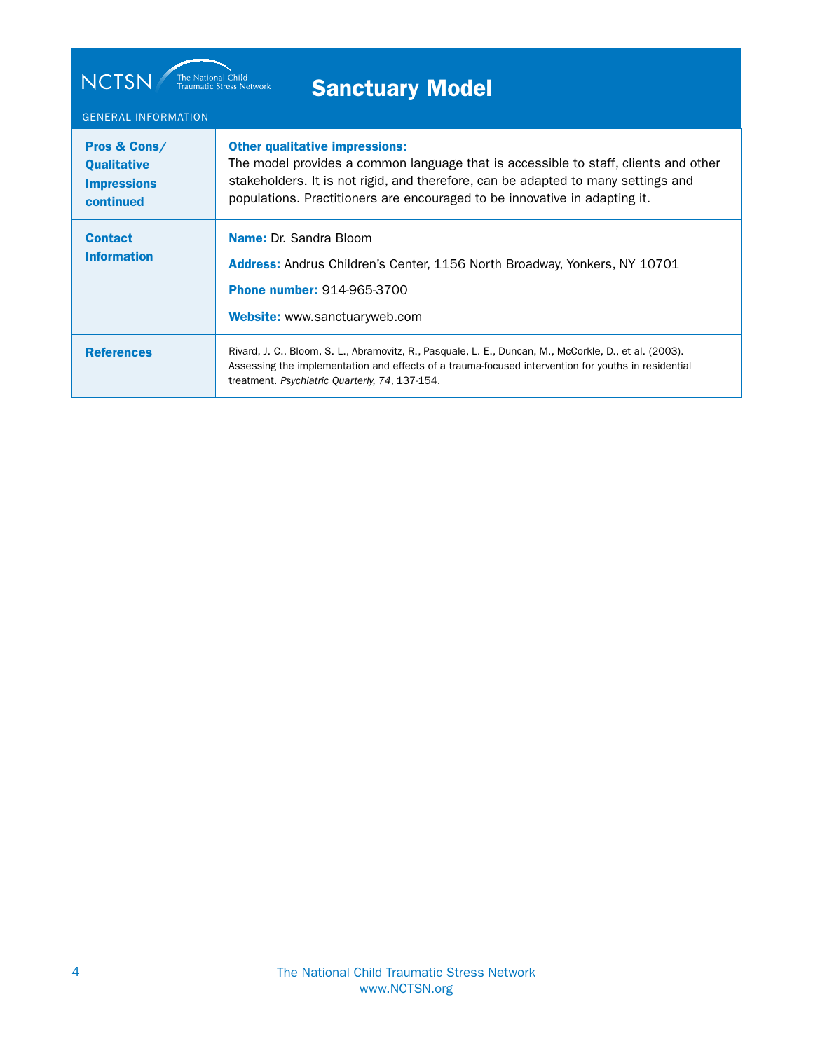# Sanctuary Model

GENERAL INFORMATION

| | |
|---|---|
| **Pros & Cons/ Qualitative Impressions continued** | **Other qualitative impressions:** The model provides a common language that is accessible to staff, clients and other stakeholders. It is not rigid, and therefore, can be adapted to many settings and populations. Practitioners are encouraged to be innovative in adapting it. |
| **Contact Information** | **Name:** Dr. Sandra Bloom<br>**Address:** Andrus Children's Center, 1156 North Broadway, Yonkers, NY 10701<br>**Phone number:** 914-965-3700<br>**Website:** www.sanctuaryweb.com |
| **References** | Rivard, J. C., Bloom, S. L., Abramovitz, R., Pasquale, L. E., Duncan, M., McCorkle, D., et al. (2003). Assessing the implementation and effects of a trauma-focused intervention for youths in residential treatment. *Psychiatric Quarterly, 74*, 137-154. |